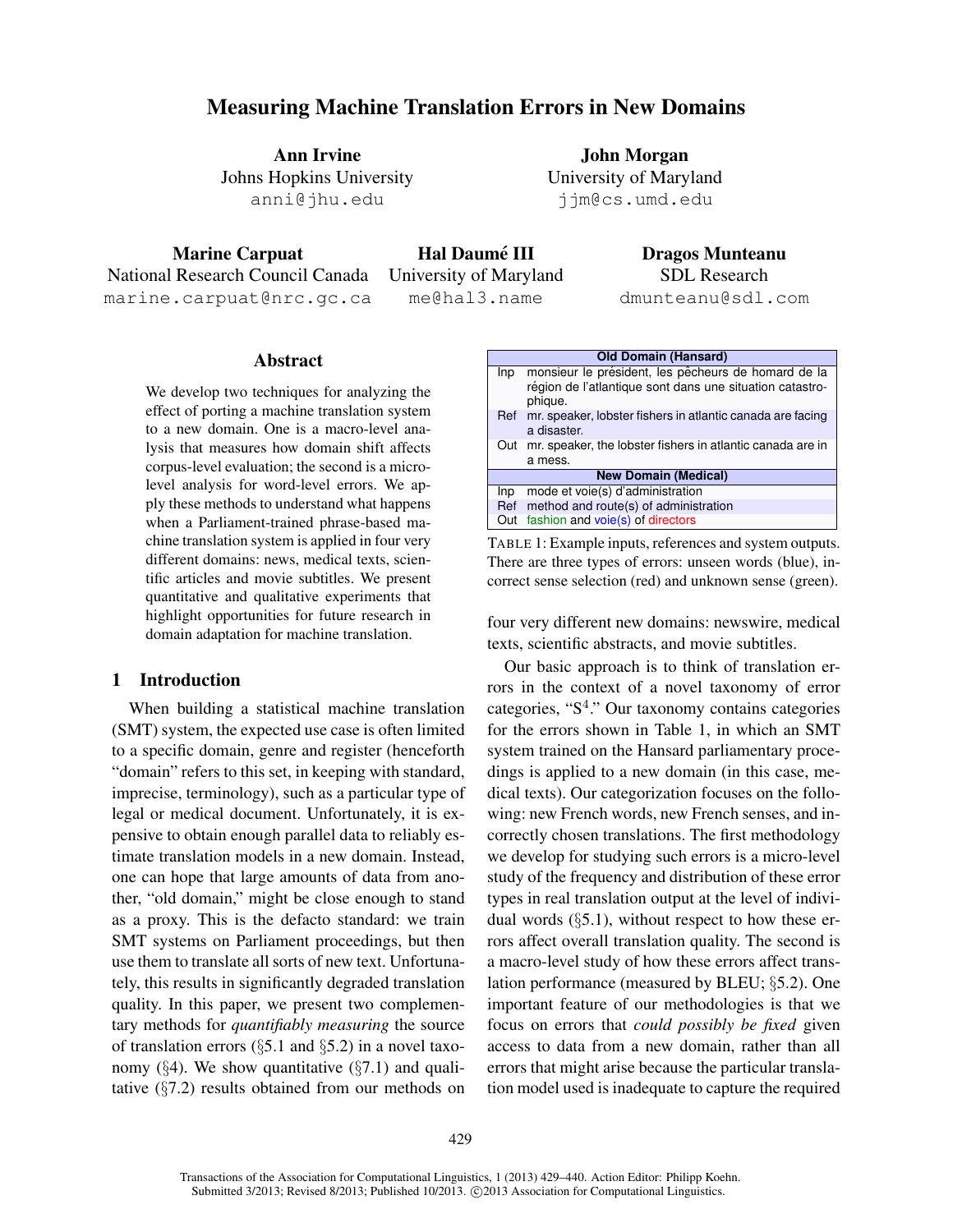# Measuring Machine Translation Errors in New Domains

**Ann Irvine**
Johns Hopkins University
anni@jhu.edu

**John Morgan**
University of Maryland
jjm@cs.umd.edu

**Marine Carpuat**
National Research Council Canada
marine.carpuat@nrc.gc.ca

**Hal Daumé III**
University of Maryland
me@hal3.name

**Dragos Munteanu**
SDL Research
dmunteanu@sdl.com

## Abstract

We develop two techniques for analyzing the effect of porting a machine translation system to a new domain. One is a macro-level analysis that measures how domain shift affects corpus-level evaluation; the second is a micro-level analysis for word-level errors. We apply these methods to understand what happens when a Parliament-trained phrase-based machine translation system is applied in four very different domains: news, medical texts, scientific articles and movie subtitles. We present quantitative and qualitative experiments that highlight opportunities for future research in domain adaptation for machine translation.

## 1 Introduction

When building a statistical machine translation (SMT) system, the expected use case is often limited to a specific domain, genre and register (henceforth "domain" refers to this set, in keeping with standard, imprecise, terminology), such as a particular type of legal or medical document. Unfortunately, it is expensive to obtain enough parallel data to reliably estimate translation models in a new domain. Instead, one can hope that large amounts of data from another, "old domain," might be close enough to stand as a proxy. This is the defacto standard: we train SMT systems on Parliament proceedings, but then use them to translate all sorts of new text. Unfortunately, this results in significantly degraded translation quality. In this paper, we present two complementary methods for *quantifiably measuring* the source of translation errors (§5.1 and §5.2) in a novel taxonomy (§4). We show quantitative (§7.1) and qualitative (§7.2) results obtained from our methods on four very different new domains: newswire, medical texts, scientific abstracts, and movie subtitles.

| | **Old Domain (Hansard)** |
|---|---|
| Inp | monsieur le président, les pêcheurs de homard de la région de l'atlantique sont dans une situation catastrophique. |
| Ref | mr. speaker, lobster fishers in atlantic canada are facing a disaster. |
| Out | mr. speaker, the lobster fishers in atlantic canada are in a mess. |
| | **New Domain (Medical)** |
| Inp | mode et voie(s) d'administration |
| Ref | method and route(s) of administration |
| Out | fashion and voie(s) of directors |

TABLE 1: Example inputs, references and system outputs. There are three types of errors: unseen words (blue), incorrect sense selection (red) and unknown sense (green).

Our basic approach is to think of translation errors in the context of a novel taxonomy of error categories, "S[4]." Our taxonomy contains categories for the errors shown in Table 1, in which an SMT system trained on the Hansard parliamentary procedings is applied to a new domain (in this case, medical texts). Our categorization focuses on the following: new French words, new French senses, and incorrectly chosen translations. The first methodology we develop for studying such errors is a micro-level study of the frequency and distribution of these error types in real translation output at the level of individual words (§5.1), without respect to how these errors affect overall translation quality. The second is a macro-level study of how these errors affect translation performance (measured by BLEU; §5.2). One important feature of our methodologies is that we focus on errors that *could possibly be fixed* given access to data from a new domain, rather than all errors that might arise because the particular translation model used is inadequate to capture the required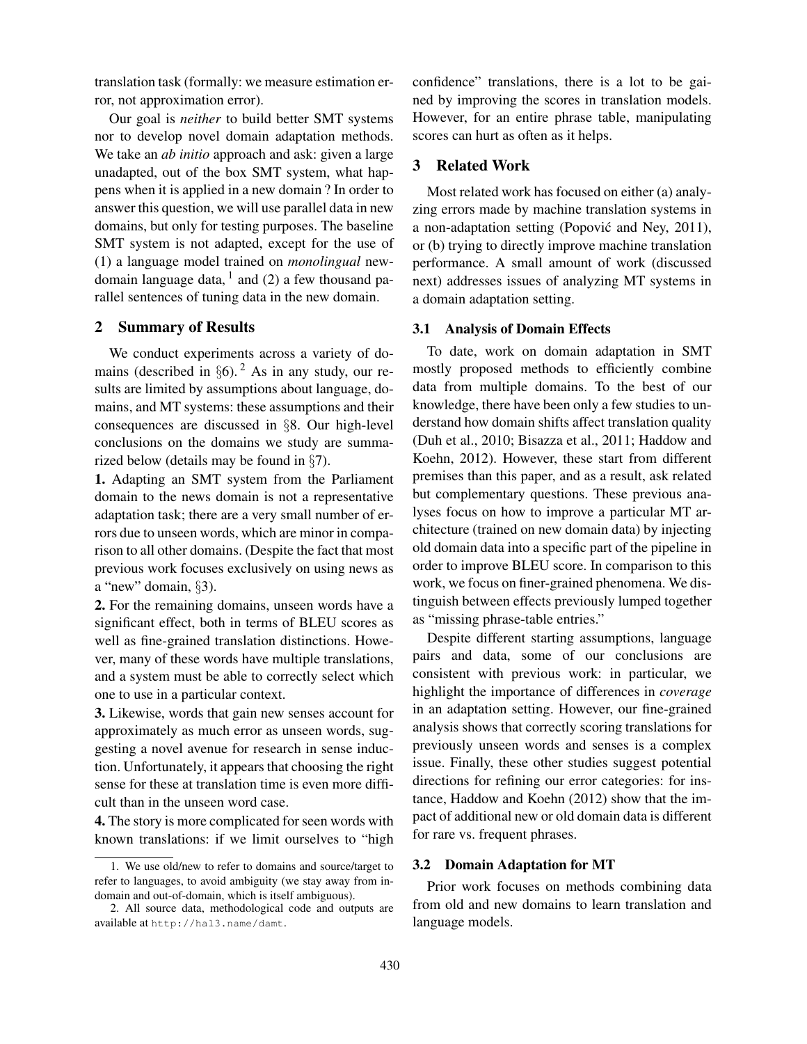translation task (formally: we measure estimation error, not approximation error).

Our goal is *neither* to build better SMT systems nor to develop novel domain adaptation methods. We take an *ab initio* approach and ask: given a large unadapted, out of the box SMT system, what happens when it is applied in a new domain ? In order to answer this question, we will use parallel data in new domains, but only for testing purposes. The baseline SMT system is not adapted, except for the use of (1) a language model trained on *monolingual* new-domain language data, [1] and (2) a few thousand parallel sentences of tuning data in the new domain.

## 2 Summary of Results

We conduct experiments across a variety of domains (described in §6). [2] As in any study, our results are limited by assumptions about language, domains, and MT systems: these assumptions and their consequences are discussed in §8. Our high-level conclusions on the domains we study are summarized below (details may be found in §7).

**1.** Adapting an SMT system from the Parliament domain to the news domain is not a representative adaptation task; there are a very small number of errors due to unseen words, which are minor in comparison to all other domains. (Despite the fact that most previous work focuses exclusively on using news as a "new" domain, §3).

**2.** For the remaining domains, unseen words have a significant effect, both in terms of BLEU scores as well as fine-grained translation distinctions. However, many of these words have multiple translations, and a system must be able to correctly select which one to use in a particular context.

**3.** Likewise, words that gain new senses account for approximately as much error as unseen words, suggesting a novel avenue for research in sense induction. Unfortunately, it appears that choosing the right sense for these at translation time is even more difficult than in the unseen word case.

**4.** The story is more complicated for seen words with known translations: if we limit ourselves to "high confidence" translations, there is a lot to be gained by improving the scores in translation models. However, for an entire phrase table, manipulating scores can hurt as often as it helps.

## 3 Related Work

Most related work has focused on either (a) analyzing errors made by machine translation systems in a non-adaptation setting (Popović and Ney, 2011), or (b) trying to directly improve machine translation performance. A small amount of work (discussed next) addresses issues of analyzing MT systems in a domain adaptation setting.

### 3.1 Analysis of Domain Effects

To date, work on domain adaptation in SMT mostly proposed methods to efficiently combine data from multiple domains. To the best of our knowledge, there have been only a few studies to understand how domain shifts affect translation quality (Duh et al., 2010; Bisazza et al., 2011; Haddow and Koehn, 2012). However, these start from different premises than this paper, and as a result, ask related but complementary questions. These previous analyses focus on how to improve a particular MT architecture (trained on new domain data) by injecting old domain data into a specific part of the pipeline in order to improve BLEU score. In comparison to this work, we focus on finer-grained phenomena. We distinguish between effects previously lumped together as "missing phrase-table entries."

Despite different starting assumptions, language pairs and data, some of our conclusions are consistent with previous work: in particular, we highlight the importance of differences in *coverage* in an adaptation setting. However, our fine-grained analysis shows that correctly scoring translations for previously unseen words and senses is a complex issue. Finally, these other studies suggest potential directions for refining our error categories: for instance, Haddow and Koehn (2012) show that the impact of additional new or old domain data is different for rare vs. frequent phrases.

### 3.2 Domain Adaptation for MT

Prior work focuses on methods combining data from old and new domains to learn translation and language models.

---

1. We use old/new to refer to domains and source/target to refer to languages, to avoid ambiguity (we stay away from in-domain and out-of-domain, which is itself ambiguous).

2. All source data, methodological code and outputs are available at `http://hal3.name/damt`.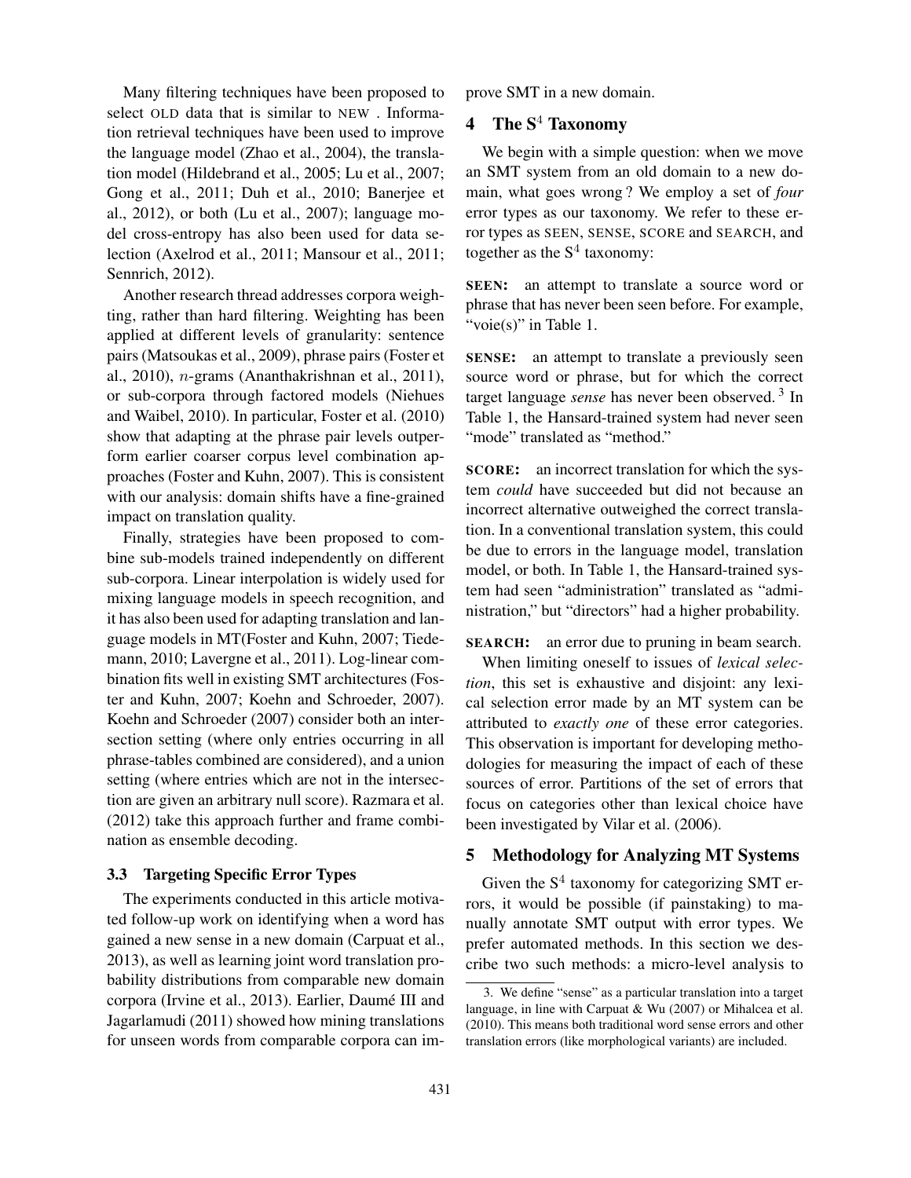Many filtering techniques have been proposed to select OLD data that is similar to NEW . Information retrieval techniques have been used to improve the language model (Zhao et al., 2004), the translation model (Hildebrand et al., 2005; Lu et al., 2007; Gong et al., 2011; Duh et al., 2010; Banerjee et al., 2012), or both (Lu et al., 2007); language model cross-entropy has also been used for data selection (Axelrod et al., 2011; Mansour et al., 2011; Sennrich, 2012).

Another research thread addresses corpora weighting, rather than hard filtering. Weighting has been applied at different levels of granularity: sentence pairs (Matsoukas et al., 2009), phrase pairs (Foster et al., 2010), $n$-grams (Ananthakrishnan et al., 2011), or sub-corpora through factored models (Niehues and Waibel, 2010). In particular, Foster et al. (2010) show that adapting at the phrase pair levels outperform earlier coarser corpus level combination approaches (Foster and Kuhn, 2007). This is consistent with our analysis: domain shifts have a fine-grained impact on translation quality.

Finally, strategies have been proposed to combine sub-models trained independently on different sub-corpora. Linear interpolation is widely used for mixing language models in speech recognition, and it has also been used for adapting translation and language models in MT(Foster and Kuhn, 2007; Tiedemann, 2010; Lavergne et al., 2011). Log-linear combination fits well in existing SMT architectures (Foster and Kuhn, 2007; Koehn and Schroeder, 2007). Koehn and Schroeder (2007) consider both an intersection setting (where only entries occurring in all phrase-tables combined are considered), and a union setting (where entries which are not in the intersection are given an arbitrary null score). Razmara et al. (2012) take this approach further and frame combination as ensemble decoding.

### 3.3 Targeting Specific Error Types

The experiments conducted in this article motivated follow-up work on identifying when a word has gained a new sense in a new domain (Carpuat et al., 2013), as well as learning joint word translation probability distributions from comparable new domain corpora (Irvine et al., 2013). Earlier, Daumé III and Jagarlamudi (2011) showed how mining translations for unseen words from comparable corpora can improve SMT in a new domain.

## 4 The S$^4$ Taxonomy

We begin with a simple question: when we move an SMT system from an old domain to a new domain, what goes wrong ? We employ a set of *four* error types as our taxonomy. We refer to these error types as SEEN, SENSE, SCORE and SEARCH, and together as the S$^4$ taxonomy:

**SEEN:** an attempt to translate a source word or phrase that has never been seen before. For example, "voie(s)" in Table 1.

**SENSE:** an attempt to translate a previously seen source word or phrase, but for which the correct target language *sense* has never been observed. [3] In Table 1, the Hansard-trained system had never seen "mode" translated as "method."

**SCORE:** an incorrect translation for which the system *could* have succeeded but did not because an incorrect alternative outweighed the correct translation. In a conventional translation system, this could be due to errors in the language model, translation model, or both. In Table 1, the Hansard-trained system had seen "administration" translated as "administration," but "directors" had a higher probability.

**SEARCH:** an error due to pruning in beam search.

When limiting oneself to issues of *lexical selection*, this set is exhaustive and disjoint: any lexical selection error made by an MT system can be attributed to *exactly one* of these error categories. This observation is important for developing methodologies for measuring the impact of each of these sources of error. Partitions of the set of errors that focus on categories other than lexical choice have been investigated by Vilar et al. (2006).

## 5 Methodology for Analyzing MT Systems

Given the S$^4$ taxonomy for categorizing SMT errors, it would be possible (if painstaking) to manually annotate SMT output with error types. We prefer automated methods. In this section we describe two such methods: a micro-level analysis to

3. We define "sense" as a particular translation into a target language, in line with Carpuat & Wu (2007) or Mihalcea et al. (2010). This means both traditional word sense errors and other translation errors (like morphological variants) are included.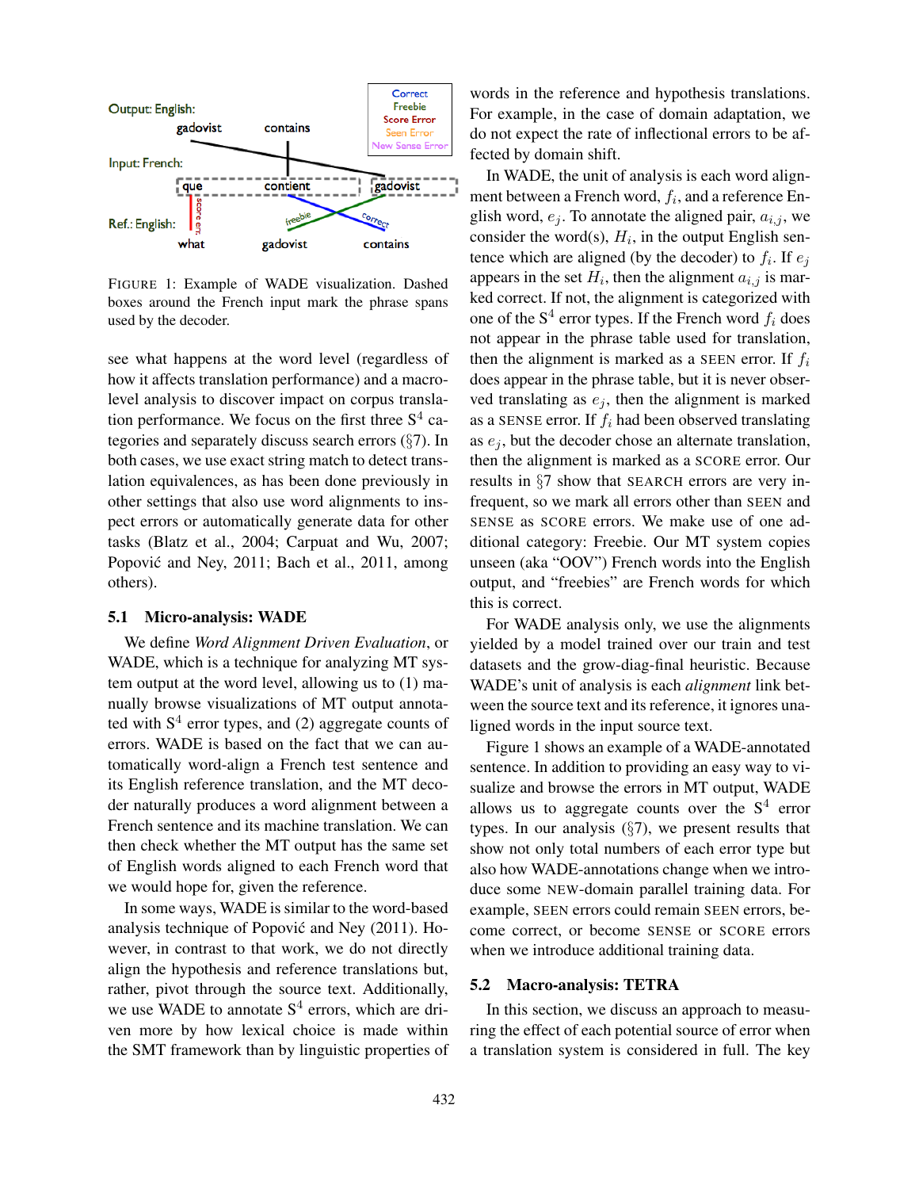FIGURE 1: Example of WADE visualization. Dashed boxes around the French input mark the phrase spans used by the decoder.

see what happens at the word level (regardless of how it affects translation performance) and a macro-level analysis to discover impact on corpus translation performance. We focus on the first three S[4] categories and separately discuss search errors (§7). In both cases, we use exact string match to detect translation equivalences, as has been done previously in other settings that also use word alignments to inspect errors or automatically generate data for other tasks (Blatz et al., 2004; Carpuat and Wu, 2007; Popović and Ney, 2011; Bach et al., 2011, among others).

## 5.1 Micro-analysis: WADE

We define *Word Alignment Driven Evaluation*, or WADE, which is a technique for analyzing MT system output at the word level, allowing us to (1) manually browse visualizations of MT output annotated with S[4] error types, and (2) aggregate counts of errors. WADE is based on the fact that we can automatically word-align a French test sentence and its English reference translation, and the MT decoder naturally produces a word alignment between a French sentence and its machine translation. We can then check whether the MT output has the same set of English words aligned to each French word that we would hope for, given the reference.

In some ways, WADE is similar to the word-based analysis technique of Popović and Ney (2011). However, in contrast to that work, we do not directly align the hypothesis and reference translations but, rather, pivot through the source text. Additionally, we use WADE to annotate S[4] errors, which are driven more by how lexical choice is made within the SMT framework than by linguistic properties of words in the reference and hypothesis translations. For example, in the case of domain adaptation, we do not expect the rate of inflectional errors to be affected by domain shift.

In WADE, the unit of analysis is each word alignment between a French word, $f_i$, and a reference English word, $e_j$. To annotate the aligned pair, $a_{i,j}$, we consider the word(s), $H_i$, in the output English sentence which are aligned (by the decoder) to $f_i$. If $e_j$ appears in the set $H_i$, then the alignment $a_{i,j}$ is marked correct. If not, the alignment is categorized with one of the S[4] error types. If the French word $f_i$ does not appear in the phrase table used for translation, then the alignment is marked as a SEEN error. If $f_i$ does appear in the phrase table, but it is never observed translating as $e_j$, then the alignment is marked as a SENSE error. If $f_i$ had been observed translating as $e_j$, but the decoder chose an alternate translation, then the alignment is marked as a SCORE error. Our results in §7 show that SEARCH errors are very infrequent, so we mark all errors other than SEEN and SENSE as SCORE errors. We make use of one additional category: Freebie. Our MT system copies unseen (aka "OOV") French words into the English output, and "freebies" are French words for which this is correct.

For WADE analysis only, we use the alignments yielded by a model trained over our train and test datasets and the grow-diag-final heuristic. Because WADE's unit of analysis is each *alignment* link between the source text and its reference, it ignores unaligned words in the input source text.

Figure 1 shows an example of a WADE-annotated sentence. In addition to providing an easy way to visualize and browse the errors in MT output, WADE allows us to aggregate counts over the S[4] error types. In our analysis (§7), we present results that show not only total numbers of each error type but also how WADE-annotations change when we introduce some NEW-domain parallel training data. For example, SEEN errors could remain SEEN errors, become correct, or become SENSE or SCORE errors when we introduce additional training data.

## 5.2 Macro-analysis: TETRA

In this section, we discuss an approach to measuring the effect of each potential source of error when a translation system is considered in full. The key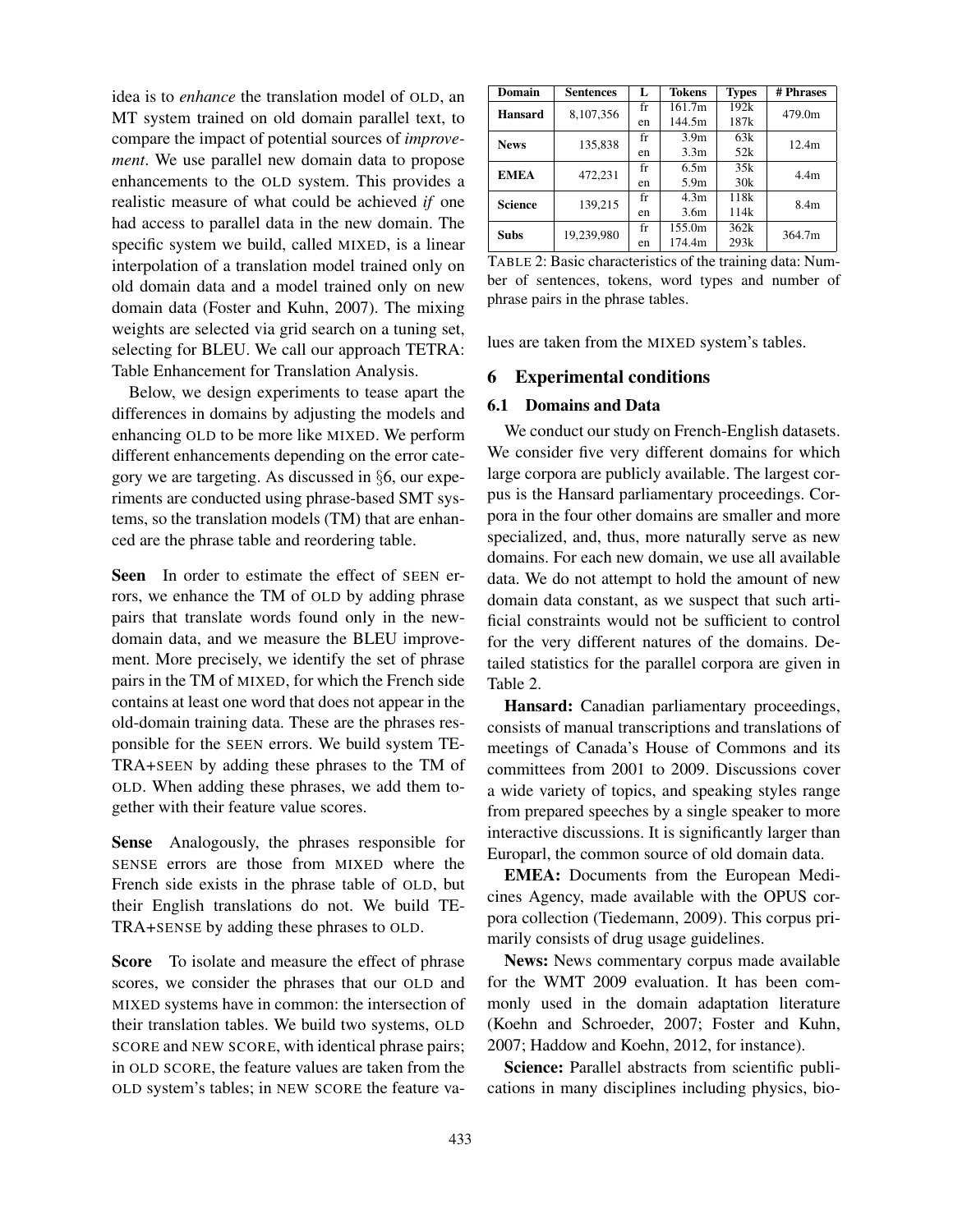idea is to *enhance* the translation model of OLD, an MT system trained on old domain parallel text, to compare the impact of potential sources of *improvement*. We use parallel new domain data to propose enhancements to the OLD system. This provides a realistic measure of what could be achieved *if* one had access to parallel data in the new domain. The specific system we build, called MIXED, is a linear interpolation of a translation model trained only on old domain data and a model trained only on new domain data (Foster and Kuhn, 2007). The mixing weights are selected via grid search on a tuning set, selecting for BLEU. We call our approach TETRA: Table Enhancement for Translation Analysis.

Below, we design experiments to tease apart the differences in domains by adjusting the models and enhancing OLD to be more like MIXED. We perform different enhancements depending on the error category we are targeting. As discussed in §6, our experiments are conducted using phrase-based SMT systems, so the translation models (TM) that are enhanced are the phrase table and reordering table.

**Seen** In order to estimate the effect of SEEN errors, we enhance the TM of OLD by adding phrase pairs that translate words found only in the new-domain data, and we measure the BLEU improvement. More precisely, we identify the set of phrase pairs in the TM of MIXED, for which the French side contains at least one word that does not appear in the old-domain training data. These are the phrases responsible for the SEEN errors. We build system TETRA+SEEN by adding these phrases to the TM of OLD. When adding these phrases, we add them together with their feature value scores.

**Sense** Analogously, the phrases responsible for SENSE errors are those from MIXED where the French side exists in the phrase table of OLD, but their English translations do not. We build TETRA+SENSE by adding these phrases to OLD.

**Score** To isolate and measure the effect of phrase scores, we consider the phrases that our OLD and MIXED systems have in common: the intersection of their translation tables. We build two systems, OLD SCORE and NEW SCORE, with identical phrase pairs; in OLD SCORE, the feature values are taken from the OLD system's tables; in NEW SCORE the feature values are taken from the MIXED system's tables.

| Domain | Sentences | L | Tokens | Types | # Phrases |
|---|---|---|---|---|---|
| **Hansard** | 8,107,356 | fr | 161.7m | 192k | 479.0m |
| | | en | 144.5m | 187k | |
| **News** | 135,838 | fr | 3.9m | 63k | 12.4m |
| | | en | 3.3m | 52k | |
| **EMEA** | 472,231 | fr | 6.5m | 35k | 4.4m |
| | | en | 5.9m | 30k | |
| **Science** | 139,215 | fr | 4.3m | 118k | 8.4m |
| | | en | 3.6m | 114k | |
| **Subs** | 19,239,980 | fr | 155.0m | 362k | 364.7m |
| | | en | 174.4m | 293k | |

TABLE 2: Basic characteristics of the training data: Number of sentences, tokens, word types and number of phrase pairs in the phrase tables.

## 6 Experimental conditions

### 6.1 Domains and Data

We conduct our study on French-English datasets. We consider five very different domains for which large corpora are publicly available. The largest corpus is the Hansard parliamentary proceedings. Corpora in the four other domains are smaller and more specialized, and, thus, more naturally serve as new domains. For each new domain, we use all available data. We do not attempt to hold the amount of new domain data constant, as we suspect that such artificial constraints would not be sufficient to control for the very different natures of the domains. Detailed statistics for the parallel corpora are given in Table 2.

**Hansard:** Canadian parliamentary proceedings, consists of manual transcriptions and translations of meetings of Canada's House of Commons and its committees from 2001 to 2009. Discussions cover a wide variety of topics, and speaking styles range from prepared speeches by a single speaker to more interactive discussions. It is significantly larger than Europarl, the common source of old domain data.

**EMEA:** Documents from the European Medicines Agency, made available with the OPUS corpora collection (Tiedemann, 2009). This corpus primarily consists of drug usage guidelines.

**News:** News commentary corpus made available for the WMT 2009 evaluation. It has been commonly used in the domain adaptation literature (Koehn and Schroeder, 2007; Foster and Kuhn, 2007; Haddow and Koehn, 2012, for instance).

**Science:** Parallel abstracts from scientific publications in many disciplines including physics, bio-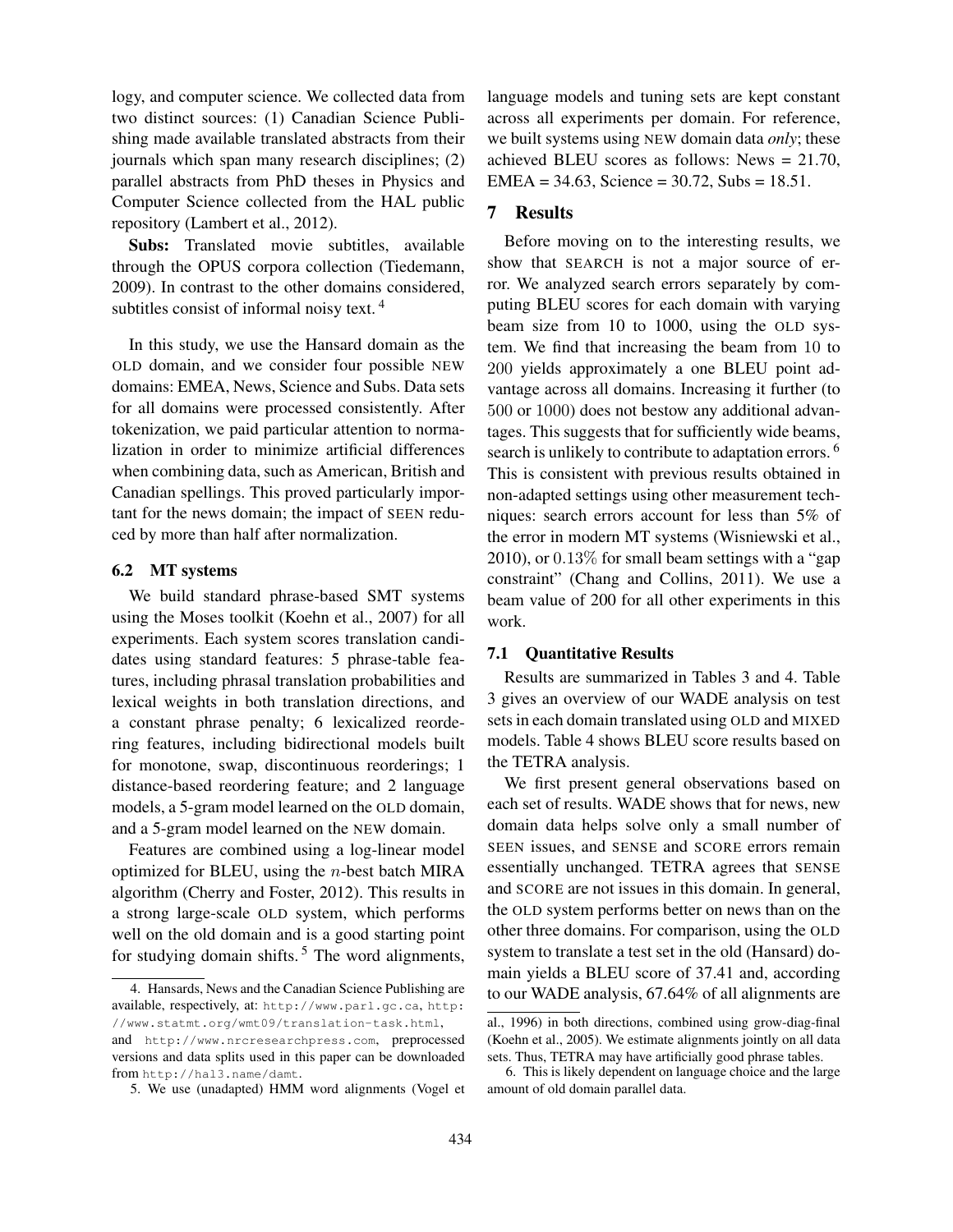logy, and computer science. We collected data from two distinct sources: (1) Canadian Science Publishing made available translated abstracts from their journals which span many research disciplines; (2) parallel abstracts from PhD theses in Physics and Computer Science collected from the HAL public repository (Lambert et al., 2012).

**Subs:** Translated movie subtitles, available through the OPUS corpora collection (Tiedemann, 2009). In contrast to the other domains considered, subtitles consist of informal noisy text.[4]

In this study, we use the Hansard domain as the OLD domain, and we consider four possible NEW domains: EMEA, News, Science and Subs. Data sets for all domains were processed consistently. After tokenization, we paid particular attention to normalization in order to minimize artificial differences when combining data, such as American, British and Canadian spellings. This proved particularly important for the news domain; the impact of SEEN reduced by more than half after normalization.

### 6.2 MT systems

We build standard phrase-based SMT systems using the Moses toolkit (Koehn et al., 2007) for all experiments. Each system scores translation candidates using standard features: 5 phrase-table features, including phrasal translation probabilities and lexical weights in both translation directions, and a constant phrase penalty; 6 lexicalized reordering features, including bidirectional models built for monotone, swap, discontinuous reorderings; 1 distance-based reordering feature; and 2 language models, a 5-gram model learned on the OLD domain, and a 5-gram model learned on the NEW domain.

Features are combined using a log-linear model optimized for BLEU, using the $n$-best batch MIRA algorithm (Cherry and Foster, 2012). This results in a strong large-scale OLD system, which performs well on the old domain and is a good starting point for studying domain shifts.[5] The word alignments, language models and tuning sets are kept constant across all experiments per domain. For reference, we built systems using NEW domain data *only*; these achieved BLEU scores as follows: News = 21.70, EMEA = 34.63, Science = 30.72, Subs = 18.51.

## 7 Results

Before moving on to the interesting results, we show that SEARCH is not a major source of error. We analyzed search errors separately by computing BLEU scores for each domain with varying beam size from 10 to 1000, using the OLD system. We find that increasing the beam from 10 to 200 yields approximately a one BLEU point advantage across all domains. Increasing it further (to 500 or 1000) does not bestow any additional advantages. This suggests that for sufficiently wide beams, search is unlikely to contribute to adaptation errors.[6] This is consistent with previous results obtained in non-adapted settings using other measurement techniques: search errors account for less than 5% of the error in modern MT systems (Wisniewski et al., 2010), or 0.13% for small beam settings with a "gap constraint" (Chang and Collins, 2011). We use a beam value of 200 for all other experiments in this work.

### 7.1 Quantitative Results

Results are summarized in Tables 3 and 4. Table 3 gives an overview of our WADE analysis on test sets in each domain translated using OLD and MIXED models. Table 4 shows BLEU score results based on the TETRA analysis.

We first present general observations based on each set of results. WADE shows that for news, new domain data helps solve only a small number of SEEN issues, and SENSE and SCORE errors remain essentially unchanged. TETRA agrees that SENSE and SCORE are not issues in this domain. In general, the OLD system performs better on news than on the other three domains. For comparison, using the OLD system to translate a test set in the old (Hansard) domain yields a BLEU score of 37.41 and, according to our WADE analysis, 67.64% of all alignments are

---

4. Hansards, News and the Canadian Science Publishing are available, respectively, at: http://www.parl.gc.ca, http://www.statmt.org/wmt09/translation-task.html, and http://www.nrcresearchpress.com, preprocessed versions and data splits used in this paper can be downloaded from http://hal3.name/damt.

5. We use (unadapted) HMM word alignments (Vogel et al., 1996) in both directions, combined using grow-diag-final (Koehn et al., 2005). We estimate alignments jointly on all data sets. Thus, TETRA may have artificially good phrase tables.

6. This is likely dependent on language choice and the large amount of old domain parallel data.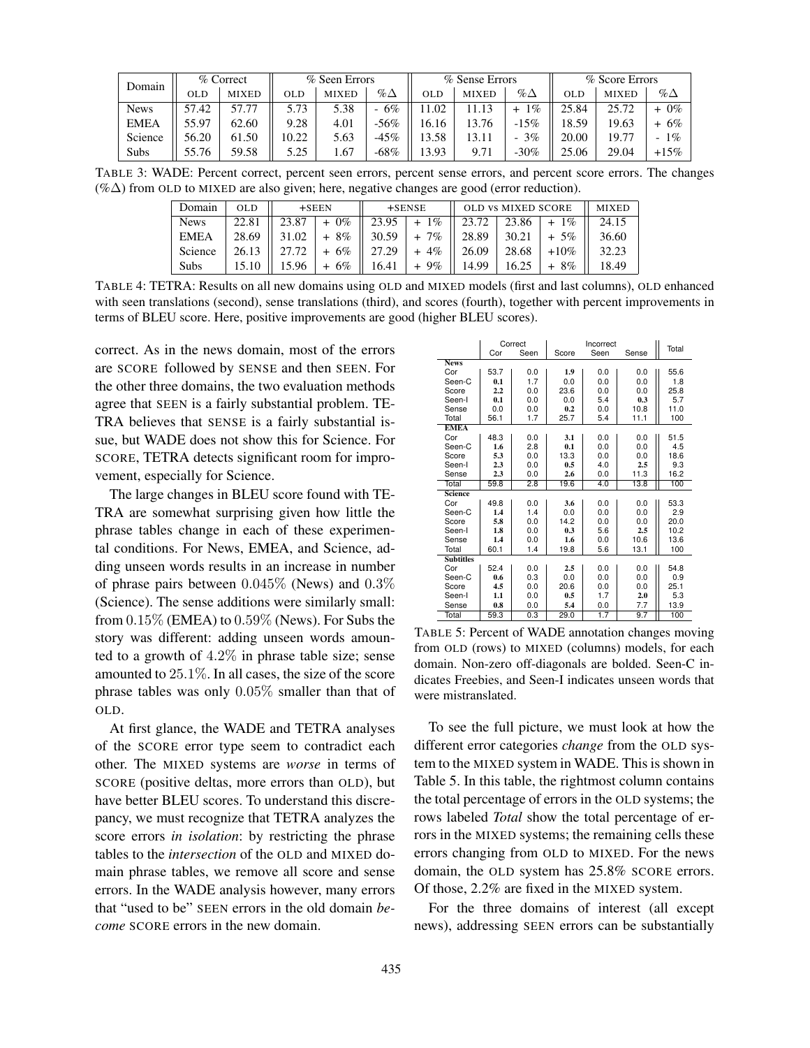| Domain | % Correct | | % Seen Errors | | | % Sense Errors | | | % Score Errors | | |
|---|---|---|---|---|---|---|---|---|---|---|---|
| | OLD | MIXED | OLD | MIXED | %Δ | OLD | MIXED | %Δ | OLD | MIXED | %Δ |
| News | 57.42 | 57.77 | 5.73 | 5.38 | - 6% | 11.02 | 11.13 | + 1% | 25.84 | 25.72 | + 0% |
| EMEA | 55.97 | 62.60 | 9.28 | 4.01 | -56% | 16.16 | 13.76 | -15% | 18.59 | 19.63 | + 6% |
| Science | 56.20 | 61.50 | 10.22 | 5.63 | -45% | 13.58 | 13.11 | - 3% | 20.00 | 19.77 | - 1% |
| Subs | 55.76 | 59.58 | 5.25 | 1.67 | -68% | 13.93 | 9.71 | -30% | 25.06 | 29.04 | +15% |

TABLE 3: WADE: Percent correct, percent seen errors, percent sense errors, and percent score errors. The changes (%Δ) from OLD to MIXED are also given; here, negative changes are good (error reduction).

| Domain | OLD | +SEEN | | +SENSE | | OLD VS MIXED SCORE | | | MIXED |
|---|---|---|---|---|---|---|---|---|---|
| News | 22.81 | 23.87 | + 0% | 23.95 | + 1% | 23.72 | 23.86 | + 1% | 24.15 |
| EMEA | 28.69 | 31.02 | + 8% | 30.59 | + 7% | 28.89 | 30.21 | + 5% | 36.60 |
| Science | 26.13 | 27.72 | + 6% | 27.29 | + 4% | 26.09 | 28.68 | +10% | 32.23 |
| Subs | 15.10 | 15.96 | + 6% | 16.41 | + 9% | 14.99 | 16.25 | + 8% | 18.49 |

TABLE 4: TETRA: Results on all new domains using OLD and MIXED models (first and last columns), OLD enhanced with seen translations (second), sense translations (third), and scores (fourth), together with percent improvements in terms of BLEU score. Here, positive improvements are good (higher BLEU scores).

correct. As in the news domain, most of the errors are SCORE followed by SENSE and then SEEN. For the other three domains, the two evaluation methods agree that SEEN is a fairly substantial problem. TETRA believes that SENSE is a fairly substantial issue, but WADE does not show this for Science. For SCORE, TETRA detects significant room for improvement, especially for Science.

The large changes in BLEU score found with TETRA are somewhat surprising given how little the phrase tables change in each of these experimental conditions. For News, EMEA, and Science, adding unseen words results in an increase in number of phrase pairs between 0.045% (News) and 0.3% (Science). The sense additions were similarly small: from 0.15% (EMEA) to 0.59% (News). For Subs the story was different: adding unseen words amounted to a growth of 4.2% in phrase table size; sense amounted to 25.1%. In all cases, the size of the score phrase tables was only 0.05% smaller than that of OLD.

At first glance, the WADE and TETRA analyses of the SCORE error type seem to contradict each other. The MIXED systems are *worse* in terms of SCORE (positive deltas, more errors than OLD), but have better BLEU scores. To understand this discrepancy, we must recognize that TETRA analyzes the score errors *in isolation*: by restricting the phrase tables to the *intersection* of the OLD and MIXED domain phrase tables, we remove all score and sense errors. In the WADE analysis however, many errors that "used to be" SEEN errors in the old domain *become* SCORE errors in the new domain.

| | Correct | | Incorrect | | | Total |
|---|---|---|---|---|---|---|
| | Cor | Seen | Score | Seen | Sense | |
| **News** | | | | | | |
| Cor | 53.7 | 0.0 | **1.9** | 0.0 | 0.0 | 55.6 |
| Seen-C | **0.1** | 1.7 | 0.0 | 0.0 | 0.0 | 1.8 |
| Score | **2.2** | 0.0 | 23.6 | 0.0 | 0.0 | 25.8 |
| Seen-I | **0.1** | 0.0 | 0.0 | 5.4 | **0.3** | 5.7 |
| Sense | 0.0 | 0.0 | **0.2** | 0.0 | 10.8 | 11.0 |
| Total | 56.1 | 1.7 | 25.7 | 5.4 | 11.1 | 100 |
| **EMEA** | | | | | | |
| Cor | 48.3 | 0.0 | **3.1** | 0.0 | 0.0 | 51.5 |
| Seen-C | **1.6** | 2.8 | **0.1** | 0.0 | 0.0 | 4.5 |
| Score | **5.3** | 0.0 | 13.3 | 0.0 | 0.0 | 18.6 |
| Seen-I | **2.3** | 0.0 | **0.5** | 4.0 | **2.5** | 9.3 |
| Sense | **2.3** | 0.0 | **2.6** | 0.0 | 11.3 | 16.2 |
| Total | 59.8 | 2.8 | 19.6 | 4.0 | 13.8 | 100 |
| **Science** | | | | | | |
| Cor | 49.8 | 0.0 | **3.6** | 0.0 | 0.0 | 53.3 |
| Seen-C | **1.4** | 1.4 | 0.0 | 0.0 | 0.0 | 2.9 |
| Score | **5.8** | 0.0 | 14.2 | 0.0 | 0.0 | 20.0 |
| Seen-I | **1.8** | 0.0 | **0.3** | 5.6 | **2.5** | 10.2 |
| Sense | **1.4** | 0.0 | **1.6** | 0.0 | 10.6 | 13.6 |
| Total | 60.1 | 1.4 | 19.8 | 5.6 | 13.1 | 100 |
| **Subtitles** | | | | | | |
| Cor | 52.4 | 0.0 | **2.5** | 0.0 | 0.0 | 54.8 |
| Seen-C | **0.6** | 0.3 | 0.0 | 0.0 | 0.0 | 0.9 |
| Score | **4.5** | 0.0 | 20.6 | 0.0 | 0.0 | 25.1 |
| Seen-I | **1.1** | 0.0 | **0.5** | 1.7 | **2.0** | 5.3 |
| Sense | **0.8** | 0.0 | **5.4** | 0.0 | 7.7 | 13.9 |
| Total | 59.3 | 0.3 | 29.0 | 1.7 | 9.7 | 100 |

TABLE 5: Percent of WADE annotation changes moving from OLD (rows) to MIXED (columns) models, for each domain. Non-zero off-diagonals are bolded. Seen-C indicates Freebies, and Seen-I indicates unseen words that were mistranslated.

To see the full picture, we must look at how the different error categories *change* from the OLD system to the MIXED system in WADE. This is shown in Table 5. In this table, the rightmost column contains the total percentage of errors in the OLD systems; the rows labeled *Total* show the total percentage of errors in the MIXED systems; the remaining cells these errors changing from OLD to MIXED. For the news domain, the OLD system has 25.8% SCORE errors. Of those, 2.2% are fixed in the MIXED system.

For the three domains of interest (all except news), addressing SEEN errors can be substantially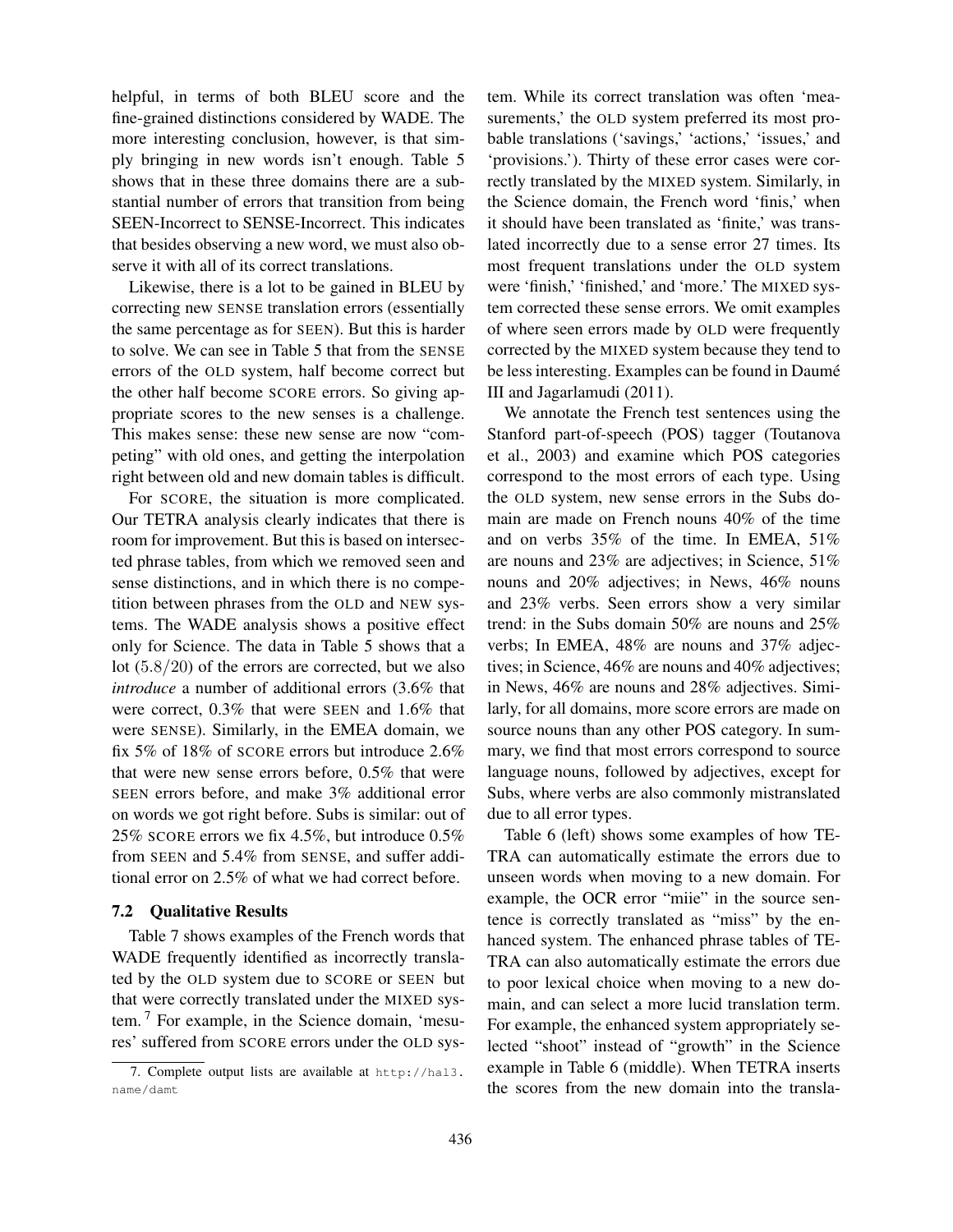helpful, in terms of both BLEU score and the fine-grained distinctions considered by WADE. The more interesting conclusion, however, is that simply bringing in new words isn't enough. Table 5 shows that in these three domains there are a substantial number of errors that transition from being SEEN-Incorrect to SENSE-Incorrect. This indicates that besides observing a new word, we must also observe it with all of its correct translations.

Likewise, there is a lot to be gained in BLEU by correcting new SENSE translation errors (essentially the same percentage as for SEEN). But this is harder to solve. We can see in Table 5 that from the SENSE errors of the OLD system, half become correct but the other half become SCORE errors. So giving appropriate scores to the new senses is a challenge. This makes sense: these new sense are now "competing" with old ones, and getting the interpolation right between old and new domain tables is difficult.

For SCORE, the situation is more complicated. Our TETRA analysis clearly indicates that there is room for improvement. But this is based on intersected phrase tables, from which we removed seen and sense distinctions, and in which there is no competition between phrases from the OLD and NEW systems. The WADE analysis shows a positive effect only for Science. The data in Table 5 shows that a lot ($5.8/20$) of the errors are corrected, but we also *introduce* a number of additional errors (3.6% that were correct, 0.3% that were SEEN and 1.6% that were SENSE). Similarly, in the EMEA domain, we fix 5% of 18% of SCORE errors but introduce 2.6% that were new sense errors before, 0.5% that were SEEN errors before, and make 3% additional error on words we got right before. Subs is similar: out of 25% SCORE errors we fix 4.5%, but introduce 0.5% from SEEN and 5.4% from SENSE, and suffer additional error on 2.5% of what we had correct before.

### 7.2 Qualitative Results

Table 7 shows examples of the French words that WADE frequently identified as incorrectly translated by the OLD system due to SCORE or SEEN but that were correctly translated under the MIXED system.[7] For example, in the Science domain, 'mesures' suffered from SCORE errors under the OLD system. While its correct translation was often 'measurements,' the OLD system preferred its most probable translations ('savings,' 'actions,' 'issues,' and 'provisions.'). Thirty of these error cases were correctly translated by the MIXED system. Similarly, in the Science domain, the French word 'finis,' when it should have been translated as 'finite,' was translated incorrectly due to a sense error 27 times. Its most frequent translations under the OLD system were 'finish,' 'finished,' and 'more.' The MIXED system corrected these sense errors. We omit examples of where seen errors made by OLD were frequently corrected by the MIXED system because they tend to be less interesting. Examples can be found in Daumé III and Jagarlamudi (2011).

We annotate the French test sentences using the Stanford part-of-speech (POS) tagger (Toutanova et al., 2003) and examine which POS categories correspond to the most errors of each type. Using the OLD system, new sense errors in the Subs domain are made on French nouns 40% of the time and on verbs 35% of the time. In EMEA, 51% are nouns and 23% are adjectives; in Science, 51% nouns and 20% adjectives; in News, 46% nouns and 23% verbs. Seen errors show a very similar trend: in the Subs domain 50% are nouns and 25% verbs; In EMEA, 48% are nouns and 37% adjectives; in Science, 46% are nouns and 40% adjectives; in News, 46% are nouns and 28% adjectives. Similarly, for all domains, more score errors are made on source nouns than any other POS category. In summary, we find that most errors correspond to source language nouns, followed by adjectives, except for Subs, where verbs are also commonly mistranslated due to all error types.

Table 6 (left) shows some examples of how TETRA can automatically estimate the errors due to unseen words when moving to a new domain. For example, the OCR error "miie" in the source sentence is correctly translated as "miss" by the enhanced system. The enhanced phrase tables of TETRA can also automatically estimate the errors due to poor lexical choice when moving to a new domain, and can select a more lucid translation term. For example, the enhanced system appropriately selected "shoot" instead of "growth" in the Science example in Table 6 (middle). When TETRA inserts the scores from the new domain into the transla-

7. Complete output lists are available at `http://hal3.name/damt`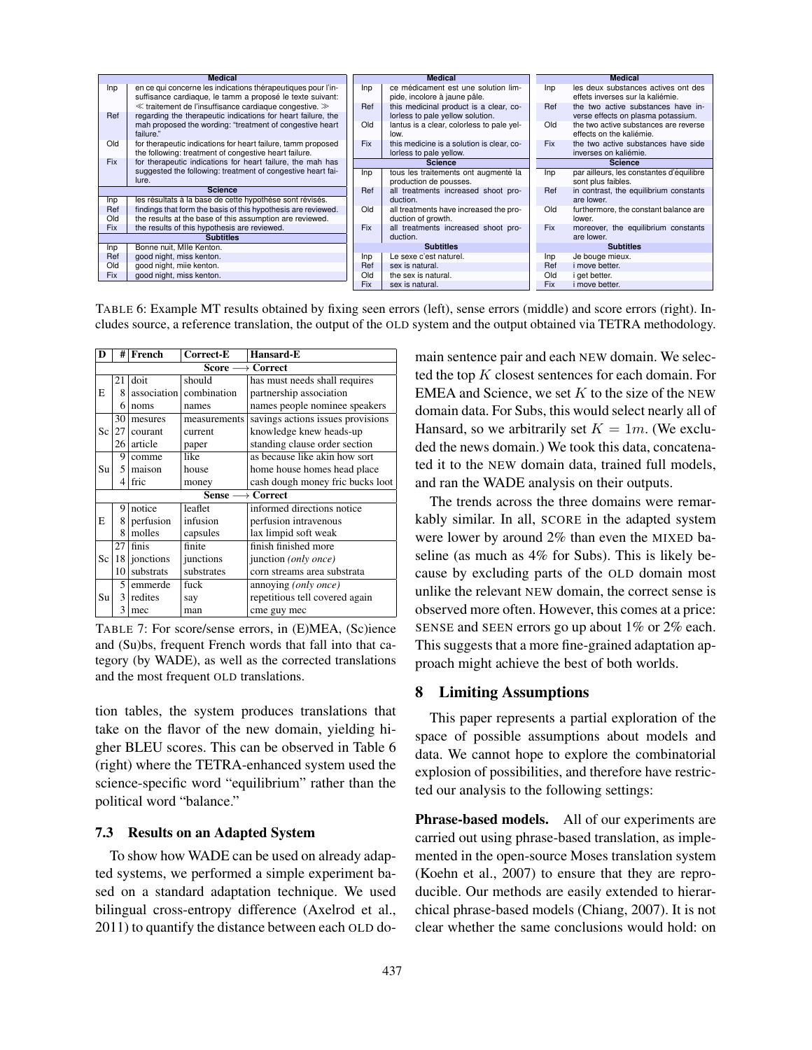| Medical | |
|---|---|
| Inp | en ce qui concerne les indications thérapeutiques pour l'insuffisance cardiaque, le tamm a proposé le texte suivant: ≪ traitement de l'insuffisance cardiaque congestive. ≫ |
| Ref | regarding the therapeutic indications for heart failure, the mah proposed the wording: "treatment of congestive heart failure." |
| Old | for therapeutic indications for heart failure, tamm proposed the following: treatment of congestive heart failure. |
| Fix | for therapeutic indications for heart failure, the mah has suggested the following: treatment of congestive heart failure. |
| **Science** | |
| Inp | les résultats à la base de cette hypothèse sont révisés. |
| Ref | findings that form the basis of this hypothesis are reviewed. |
| Old | the results at the base of this assumption are reviewed. |
| Fix | the results of this hypothesis are reviewed. |
| **Subtitles** | |
| Inp | Bonne nuit, Mlle Kenton. |
| Ref | good night, miss kenton. |
| Old | good night, miie kenton. |
| Fix | good night, miss kenton. |

| Medical | |
|---|---|
| Inp | ce médicament est une solution limpide, incolore à jaune pâle. |
| Ref | this medicinal product is a clear, colorless to pale yellow solution. |
| Old | lantus is a clear, colorless to pale yellow. |
| Fix | this medicine is a solution is clear, colorless to pale yellow. |
| **Science** | |
| Inp | tous les traitements ont augmenté la production de pousses. |
| Ref | all treatments increased shoot production. |
| Old | all treatments have increased the production of growth. |
| Fix | all treatments increased shoot production. |
| **Subtitles** | |
| Inp | Le sexe c'est naturel. |
| Ref | sex is natural. |
| Old | the sex is natural. |
| Fix | sex is natural. |

| Medical | |
|---|---|
| Inp | les deux substances actives ont des effets inverses sur la kaliémie. |
| Ref | the two active substances have inverse effects on plasma potassium. |
| Old | the two active substances are reverse effects on the kaliémie. |
| Fix | the two active substances have side inverses on kaliémie. |
| **Science** | |
| Inp | par ailleurs, les constantes d'équilibre sont plus faibles. |
| Ref | in contrast, the equilibrium constants are lower. |
| Old | furthermore, the constant balance are lower. |
| Fix | moreover, the equilibrium constants are lower. |
| **Subtitles** | |
| Inp | Je bouge mieux. |
| Ref | i move better. |
| Old | i get better. |
| Fix | i move better. |

TABLE 6: Example MT results obtained by fixing seen errors (left), sense errors (middle) and score errors (right). Includes source, a reference translation, the output of the OLD system and the output obtained via TETRA methodology.

| D | # | French | Correct-E | Hansard-E |
|---|---|---|---|---|
| **Score ⟶ Correct** | | | | |
| E | 21 | doit | should | has must needs shall requires |
| | 8 | association | combination | partnership association |
| | 6 | noms | names | names people nominee speakers |
| Sc | 30 | mesures | measurements | savings actions issues provisions |
| | 27 | courant | current | knowledge knew heads-up |
| | 26 | article | paper | standing clause order section |
| Su | 9 | comme | like | as because like akin how sort |
| | 5 | maison | house | home house homes head place |
| | 4 | fric | money | cash dough money fric bucks loot |
| **Sense ⟶ Correct** | | | | |
| E | 9 | notice | leaflet | informed directions notice |
| | 8 | perfusion | infusion | perfusion intravenous |
| | 8 | molles | capsules | lax limpid soft weak |
| Sc | 27 | finis | finite | finish finished more |
| | 18 | jonctions | junctions | junction *(only once)* |
| | 10 | substrats | substrates | corn streams area substrata |
| Su | 5 | emmerde | fuck | annoying *(only once)* |
| | 3 | redites | say | repetitious tell covered again |
| | 3 | mec | man | cme guy mec |

TABLE 7: For score/sense errors, in (E)MEA, (Sc)ience and (Su)bs, frequent French words that fall into that category (by WADE), as well as the corrected translations and the most frequent OLD translations.

tion tables, the system produces translations that take on the flavor of the new domain, yielding higher BLEU scores. This can be observed in Table 6 (right) where the TETRA-enhanced system used the science-specific word "equilibrium" rather than the political word "balance."

### 7.3 Results on an Adapted System

To show how WADE can be used on already adapted systems, we performed a simple experiment based on a standard adaptation technique. We used bilingual cross-entropy difference (Axelrod et al., 2011) to quantify the distance between each OLD domain sentence pair and each NEW domain. We selected the top $K$ closest sentences for each domain. For EMEA and Science, we set $K$ to the size of the NEW domain data. For Subs, this would select nearly all of Hansard, so we arbitrarily set $K = 1m$. (We excluded the news domain.) We took this data, concatenated it to the NEW domain data, trained full models, and ran the WADE analysis on their outputs.

The trends across the three domains were remarkably similar. In all, SCORE in the adapted system were lower by around 2% than even the MIXED baseline (as much as 4% for Subs). This is likely because by excluding parts of the OLD domain most unlike the relevant NEW domain, the correct sense is observed more often. However, this comes at a price: SENSE and SEEN errors go up about 1% or 2% each. This suggests that a more fine-grained adaptation approach might achieve the best of both worlds.

## 8 Limiting Assumptions

This paper represents a partial exploration of the space of possible assumptions about models and data. We cannot hope to explore the combinatorial explosion of possibilities, and therefore have restricted our analysis to the following settings:

**Phrase-based models.** All of our experiments are carried out using phrase-based translation, as implemented in the open-source Moses translation system (Koehn et al., 2007) to ensure that they are reproducible. Our methods are easily extended to hierarchical phrase-based models (Chiang, 2007). It is not clear whether the same conclusions would hold: on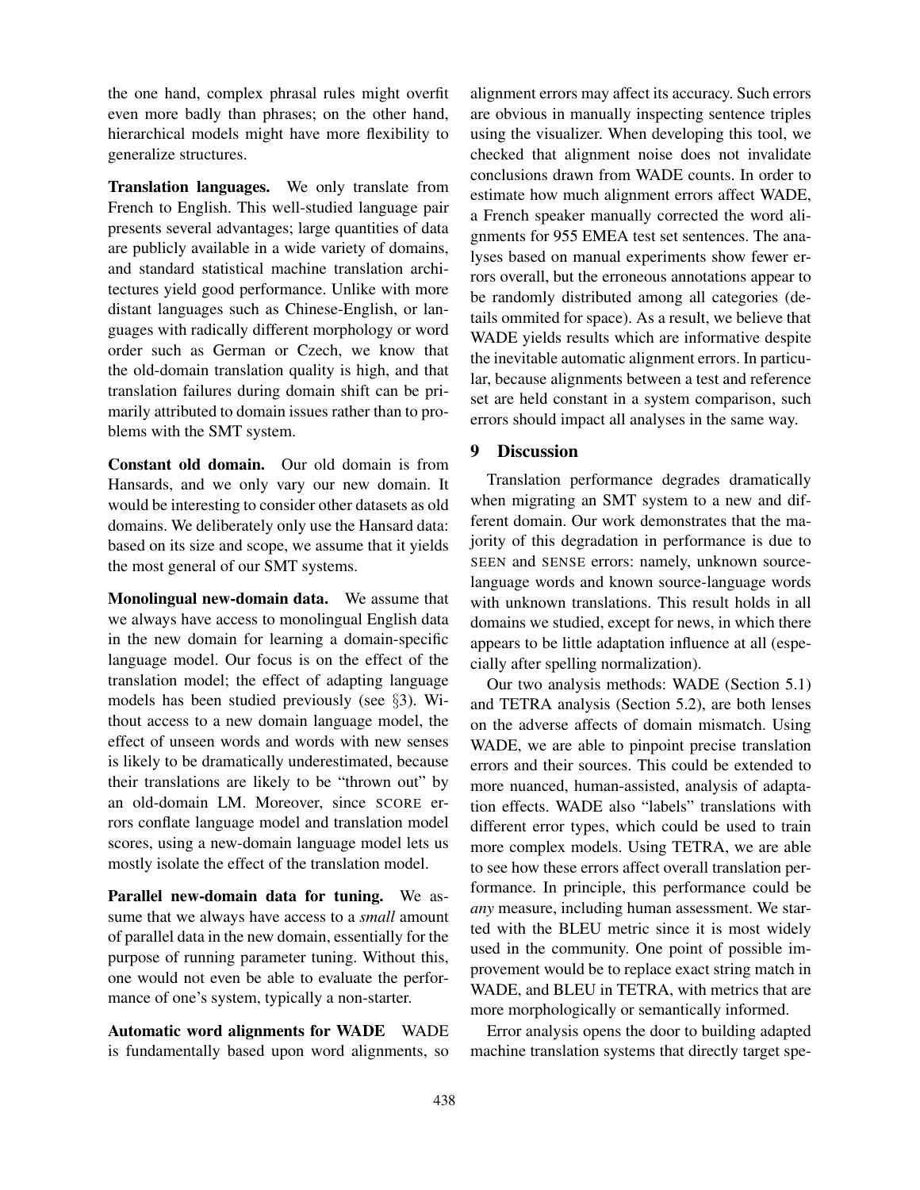the one hand, complex phrasal rules might overfit even more badly than phrases; on the other hand, hierarchical models might have more flexibility to generalize structures.

**Translation languages.** We only translate from French to English. This well-studied language pair presents several advantages; large quantities of data are publicly available in a wide variety of domains, and standard statistical machine translation architectures yield good performance. Unlike with more distant languages such as Chinese-English, or languages with radically different morphology or word order such as German or Czech, we know that the old-domain translation quality is high, and that translation failures during domain shift can be primarily attributed to domain issues rather than to problems with the SMT system.

**Constant old domain.** Our old domain is from Hansards, and we only vary our new domain. It would be interesting to consider other datasets as old domains. We deliberately only use the Hansard data: based on its size and scope, we assume that it yields the most general of our SMT systems.

**Monolingual new-domain data.** We assume that we always have access to monolingual English data in the new domain for learning a domain-specific language model. Our focus is on the effect of the translation model; the effect of adapting language models has been studied previously (see §3). Without access to a new domain language model, the effect of unseen words and words with new senses is likely to be dramatically underestimated, because their translations are likely to be "thrown out" by an old-domain LM. Moreover, since SCORE errors conflate language model and translation model scores, using a new-domain language model lets us mostly isolate the effect of the translation model.

**Parallel new-domain data for tuning.** We assume that we always have access to a *small* amount of parallel data in the new domain, essentially for the purpose of running parameter tuning. Without this, one would not even be able to evaluate the performance of one's system, typically a non-starter.

**Automatic word alignments for WADE** WADE is fundamentally based upon word alignments, so alignment errors may affect its accuracy. Such errors are obvious in manually inspecting sentence triples using the visualizer. When developing this tool, we checked that alignment noise does not invalidate conclusions drawn from WADE counts. In order to estimate how much alignment errors affect WADE, a French speaker manually corrected the word alignments for 955 EMEA test set sentences. The analyses based on manual experiments show fewer errors overall, but the erroneous annotations appear to be randomly distributed among all categories (details ommited for space). As a result, we believe that WADE yields results which are informative despite the inevitable automatic alignment errors. In particular, because alignments between a test and reference set are held constant in a system comparison, such errors should impact all analyses in the same way.

## 9 Discussion

Translation performance degrades dramatically when migrating an SMT system to a new and different domain. Our work demonstrates that the majority of this degradation in performance is due to SEEN and SENSE errors: namely, unknown source-language words and known source-language words with unknown translations. This result holds in all domains we studied, except for news, in which there appears to be little adaptation influence at all (especially after spelling normalization).

Our two analysis methods: WADE (Section 5.1) and TETRA analysis (Section 5.2), are both lenses on the adverse affects of domain mismatch. Using WADE, we are able to pinpoint precise translation errors and their sources. This could be extended to more nuanced, human-assisted, analysis of adaptation effects. WADE also "labels" translations with different error types, which could be used to train more complex models. Using TETRA, we are able to see how these errors affect overall translation performance. In principle, this performance could be *any* measure, including human assessment. We started with the BLEU metric since it is most widely used in the community. One point of possible improvement would be to replace exact string match in WADE, and BLEU in TETRA, with metrics that are more morphologically or semantically informed.

Error analysis opens the door to building adapted machine translation systems that directly target spe-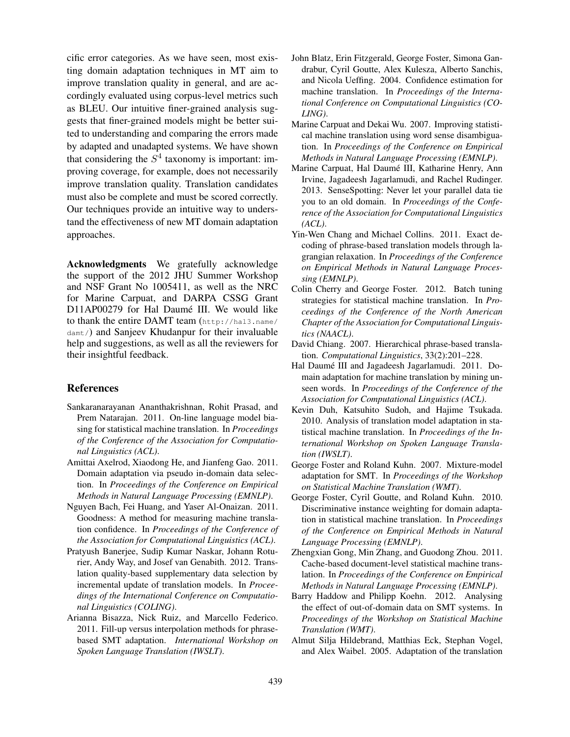cific error categories. As we have seen, most existing domain adaptation techniques in MT aim to improve translation quality in general, and are accordingly evaluated using corpus-level metrics such as BLEU. Our intuitive finer-grained analysis suggests that finer-grained models might be better suited to understanding and comparing the errors made by adapted and unadapted systems. We have shown that considering the $S^4$ taxonomy is important: improving coverage, for example, does not necessarily improve translation quality. Translation candidates must also be complete and must be scored correctly. Our techniques provide an intuitive way to understand the effectiveness of new MT domain adaptation approaches.

**Acknowledgments** We gratefully acknowledge the support of the 2012 JHU Summer Workshop and NSF Grant No 1005411, as well as the NRC for Marine Carpuat, and DARPA CSSG Grant D11AP00279 for Hal Daumé III. We would like to thank the entire DAMT team (`http://hal3.name/damt/`) and Sanjeev Khudanpur for their invaluable help and suggestions, as well as all the reviewers for their insightful feedback.

## References

Sankaranarayanan Ananthakrishnan, Rohit Prasad, and Prem Natarajan. 2011. On-line language model biasing for statistical machine translation. In *Proceedings of the Conference of the Association for Computational Linguistics (ACL)*.

Amittai Axelrod, Xiaodong He, and Jianfeng Gao. 2011. Domain adaptation via pseudo in-domain data selection. In *Proceedings of the Conference on Empirical Methods in Natural Language Processing (EMNLP)*.

Nguyen Bach, Fei Huang, and Yaser Al-Onaizan. 2011. Goodness: A method for measuring machine translation confidence. In *Proceedings of the Conference of the Association for Computational Linguistics (ACL)*.

Pratyush Banerjee, Sudip Kumar Naskar, Johann Roturier, Andy Way, and Josef van Genabith. 2012. Translation quality-based supplementary data selection by incremental update of translation models. In *Proceedings of the International Conference on Computational Linguistics (COLING)*.

Arianna Bisazza, Nick Ruiz, and Marcello Federico. 2011. Fill-up versus interpolation methods for phrase-based SMT adaptation. *International Workshop on Spoken Language Translation (IWSLT)*.

John Blatz, Erin Fitzgerald, George Foster, Simona Gandrabur, Cyril Goutte, Alex Kulesza, Alberto Sanchis, and Nicola Ueffing. 2004. Confidence estimation for machine translation. In *Proceedings of the International Conference on Computational Linguistics (COLING)*.

Marine Carpuat and Dekai Wu. 2007. Improving statistical machine translation using word sense disambiguation. In *Proceedings of the Conference on Empirical Methods in Natural Language Processing (EMNLP)*.

Marine Carpuat, Hal Daumé III, Katharine Henry, Ann Irvine, Jagadeesh Jagarlamudi, and Rachel Rudinger. 2013. SenseSpotting: Never let your parallel data tie you to an old domain. In *Proceedings of the Conference of the Association for Computational Linguistics (ACL)*.

Yin-Wen Chang and Michael Collins. 2011. Exact decoding of phrase-based translation models through lagrangian relaxation. In *Proceedings of the Conference on Empirical Methods in Natural Language Processing (EMNLP)*.

Colin Cherry and George Foster. 2012. Batch tuning strategies for statistical machine translation. In *Proceedings of the Conference of the North American Chapter of the Association for Computational Linguistics (NAACL)*.

David Chiang. 2007. Hierarchical phrase-based translation. *Computational Linguistics*, 33(2):201–228.

Hal Daumé III and Jagadeesh Jagarlamudi. 2011. Domain adaptation for machine translation by mining unseen words. In *Proceedings of the Conference of the Association for Computational Linguistics (ACL)*.

Kevin Duh, Katsuhito Sudoh, and Hajime Tsukada. 2010. Analysis of translation model adaptation in statistical machine translation. In *Proceedings of the International Workshop on Spoken Language Translation (IWSLT)*.

George Foster and Roland Kuhn. 2007. Mixture-model adaptation for SMT. In *Proceedings of the Workshop on Statistical Machine Translation (WMT)*.

George Foster, Cyril Goutte, and Roland Kuhn. 2010. Discriminative instance weighting for domain adaptation in statistical machine translation. In *Proceedings of the Conference on Empirical Methods in Natural Language Processing (EMNLP)*.

Zhengxian Gong, Min Zhang, and Guodong Zhou. 2011. Cache-based document-level statistical machine translation. In *Proceedings of the Conference on Empirical Methods in Natural Language Processing (EMNLP)*.

Barry Haddow and Philipp Koehn. 2012. Analysing the effect of out-of-domain data on SMT systems. In *Proceedings of the Workshop on Statistical Machine Translation (WMT)*.

Almut Silja Hildebrand, Matthias Eck, Stephan Vogel, and Alex Waibel. 2005. Adaptation of the translation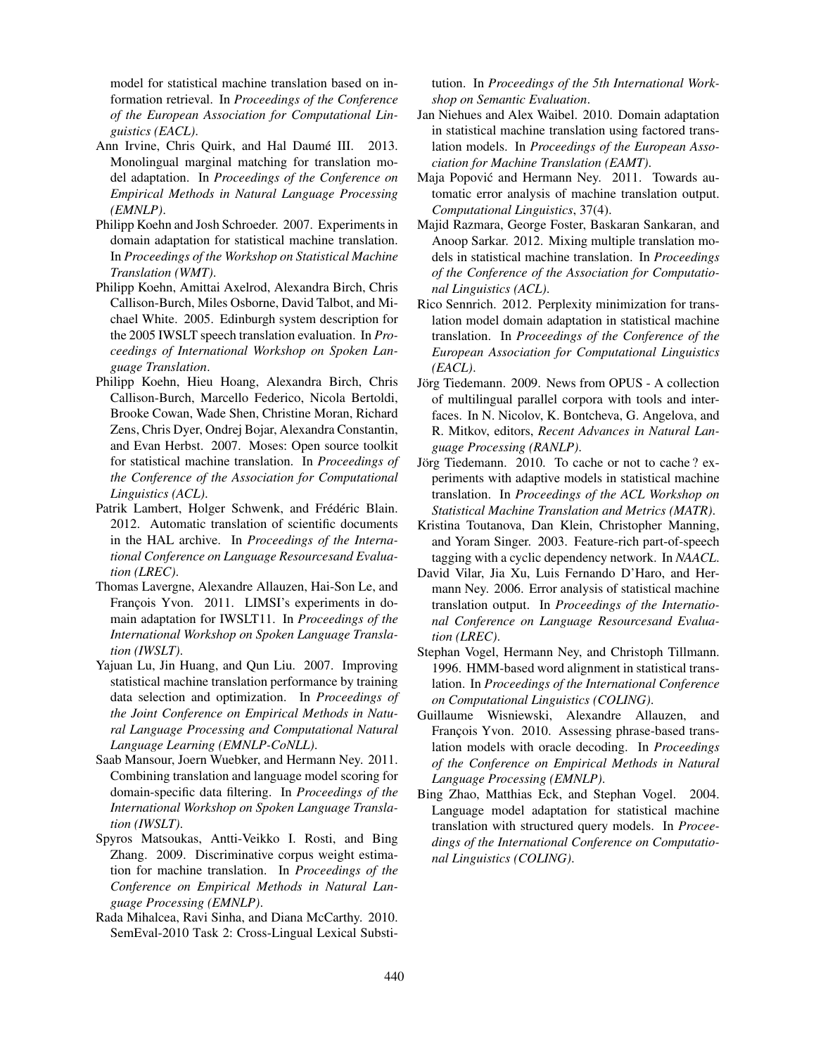model for statistical machine translation based on information retrieval. In *Proceedings of the Conference of the European Association for Computational Linguistics (EACL)*.

Ann Irvine, Chris Quirk, and Hal Daumé III. 2013. Monolingual marginal matching for translation model adaptation. In *Proceedings of the Conference on Empirical Methods in Natural Language Processing (EMNLP)*.

Philipp Koehn and Josh Schroeder. 2007. Experiments in domain adaptation for statistical machine translation. In *Proceedings of the Workshop on Statistical Machine Translation (WMT)*.

Philipp Koehn, Amittai Axelrod, Alexandra Birch, Chris Callison-Burch, Miles Osborne, David Talbot, and Michael White. 2005. Edinburgh system description for the 2005 IWSLT speech translation evaluation. In *Proceedings of International Workshop on Spoken Language Translation*.

Philipp Koehn, Hieu Hoang, Alexandra Birch, Chris Callison-Burch, Marcello Federico, Nicola Bertoldi, Brooke Cowan, Wade Shen, Christine Moran, Richard Zens, Chris Dyer, Ondrej Bojar, Alexandra Constantin, and Evan Herbst. 2007. Moses: Open source toolkit for statistical machine translation. In *Proceedings of the Conference of the Association for Computational Linguistics (ACL)*.

Patrik Lambert, Holger Schwenk, and Frédéric Blain. 2012. Automatic translation of scientific documents in the HAL archive. In *Proceedings of the International Conference on Language Resourcesand Evaluation (LREC)*.

Thomas Lavergne, Alexandre Allauzen, Hai-Son Le, and François Yvon. 2011. LIMSI's experiments in domain adaptation for IWSLT11. In *Proceedings of the International Workshop on Spoken Language Translation (IWSLT)*.

Yajuan Lu, Jin Huang, and Qun Liu. 2007. Improving statistical machine translation performance by training data selection and optimization. In *Proceedings of the Joint Conference on Empirical Methods in Natural Language Processing and Computational Natural Language Learning (EMNLP-CoNLL)*.

Saab Mansour, Joern Wuebker, and Hermann Ney. 2011. Combining translation and language model scoring for domain-specific data filtering. In *Proceedings of the International Workshop on Spoken Language Translation (IWSLT)*.

Spyros Matsoukas, Antti-Veikko I. Rosti, and Bing Zhang. 2009. Discriminative corpus weight estimation for machine translation. In *Proceedings of the Conference on Empirical Methods in Natural Language Processing (EMNLP)*.

Rada Mihalcea, Ravi Sinha, and Diana McCarthy. 2010. SemEval-2010 Task 2: Cross-Lingual Lexical Substitution. In *Proceedings of the 5th International Workshop on Semantic Evaluation*.

Jan Niehues and Alex Waibel. 2010. Domain adaptation in statistical machine translation using factored translation models. In *Proceedings of the European Association for Machine Translation (EAMT)*.

Maja Popović and Hermann Ney. 2011. Towards automatic error analysis of machine translation output. *Computational Linguistics*, 37(4).

Majid Razmara, George Foster, Baskaran Sankaran, and Anoop Sarkar. 2012. Mixing multiple translation models in statistical machine translation. In *Proceedings of the Conference of the Association for Computational Linguistics (ACL)*.

Rico Sennrich. 2012. Perplexity minimization for translation model domain adaptation in statistical machine translation. In *Proceedings of the Conference of the European Association for Computational Linguistics (EACL)*.

Jörg Tiedemann. 2009. News from OPUS - A collection of multilingual parallel corpora with tools and interfaces. In N. Nicolov, K. Bontcheva, G. Angelova, and R. Mitkov, editors, *Recent Advances in Natural Language Processing (RANLP)*.

Jörg Tiedemann. 2010. To cache or not to cache ? experiments with adaptive models in statistical machine translation. In *Proceedings of the ACL Workshop on Statistical Machine Translation and Metrics (MATR)*.

Kristina Toutanova, Dan Klein, Christopher Manning, and Yoram Singer. 2003. Feature-rich part-of-speech tagging with a cyclic dependency network. In *NAACL*.

David Vilar, Jia Xu, Luis Fernando D'Haro, and Hermann Ney. 2006. Error analysis of statistical machine translation output. In *Proceedings of the International Conference on Language Resourcesand Evaluation (LREC)*.

Stephan Vogel, Hermann Ney, and Christoph Tillmann. 1996. HMM-based word alignment in statistical translation. In *Proceedings of the International Conference on Computational Linguistics (COLING)*.

Guillaume Wisniewski, Alexandre Allauzen, and François Yvon. 2010. Assessing phrase-based translation models with oracle decoding. In *Proceedings of the Conference on Empirical Methods in Natural Language Processing (EMNLP)*.

Bing Zhao, Matthias Eck, and Stephan Vogel. 2004. Language model adaptation for statistical machine translation with structured query models. In *Proceedings of the International Conference on Computational Linguistics (COLING)*.